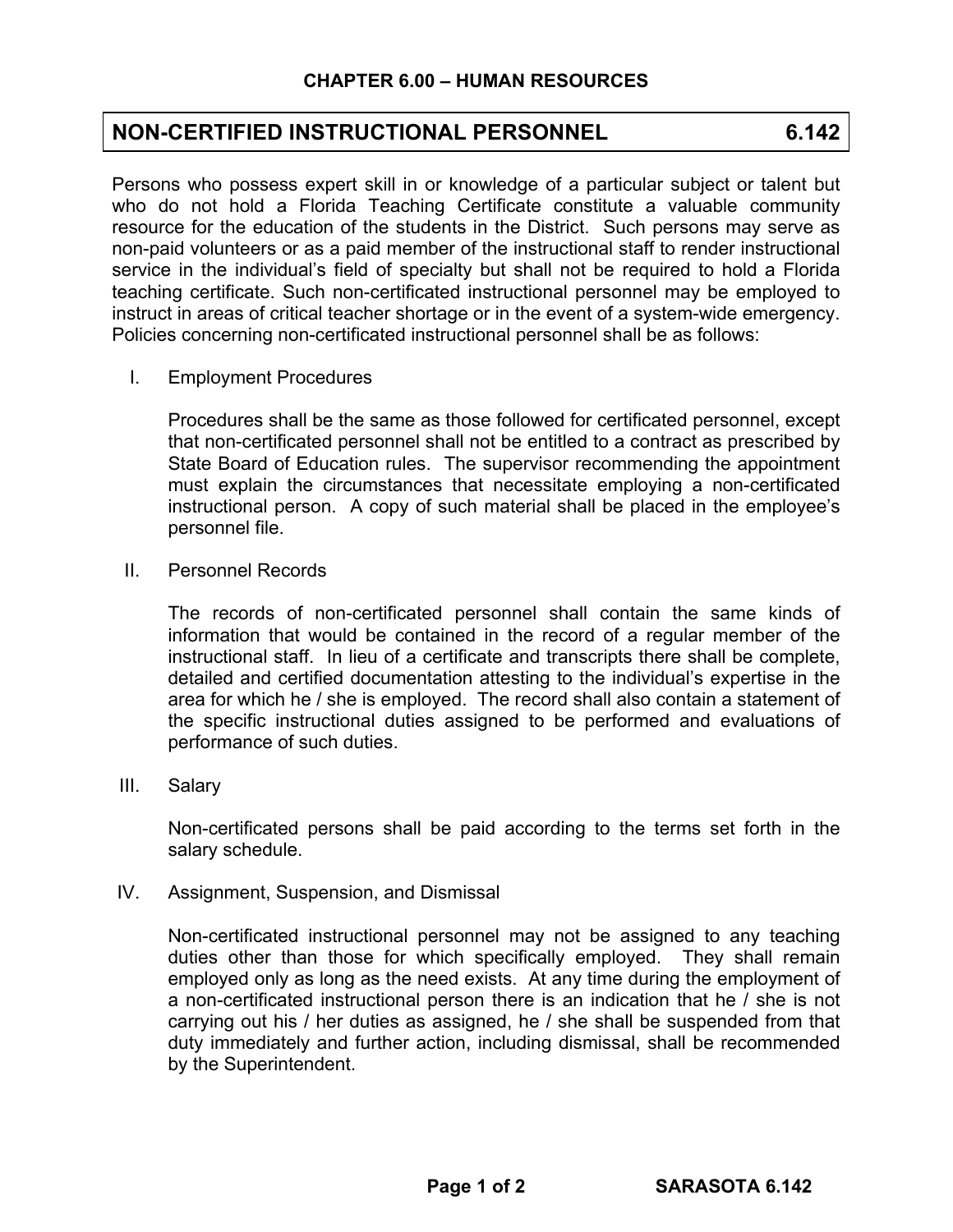## CHAPTER 6.00 – HUMAN RESOURCES

# NON-CERTIFIED INSTRUCTIONAL PERSONNEL 6.142

Persons who possess expert skill in or knowledge of a particular subject or talent but who do not hold a Florida Teaching Certificate constitute a valuable community resource for the education of the students in the District. Such persons may serve as non-paid volunteers or as a paid member of the instructional staff to render instructional service in the individual's field of specialty but shall not be required to hold a Florida teaching certificate. Such non-certificated instructional personnel may be employed to instruct in areas of critical teacher shortage or in the event of a system-wide emergency. Policies concerning non-certificated instructional personnel shall be as follows:

I. Employment Procedures

   Procedures shall be the same as those followed for certificated personnel, except that non-certificated personnel shall not be entitled to a contract as prescribed by State Board of Education rules. The supervisor recommending the appointment must explain the circumstances that necessitate employing a non-certificated instructional person. A copy of such material shall be placed in the employee's personnel file.

II. Personnel Records

   The records of non-certificated personnel shall contain the same kinds of information that would be contained in the record of a regular member of the instructional staff. In lieu of a certificate and transcripts there shall be complete, detailed and certified documentation attesting to the individual's expertise in the area for which he / she is employed. The record shall also contain a statement of the specific instructional duties assigned to be performed and evaluations of performance of such duties.

III. Salary

   Non-certificated persons shall be paid according to the terms set forth in the salary schedule.

IV. Assignment, Suspension, and Dismissal

   Non-certificated instructional personnel may not be assigned to any teaching duties other than those for which specifically employed. They shall remain employed only as long as the need exists. At any time during the employment of a non-certificated instructional person there is an indication that he / she is not carrying out his / her duties as assigned, he / she shall be suspended from that duty immediately and further action, including dismissal, shall be recommended by the Superintendent.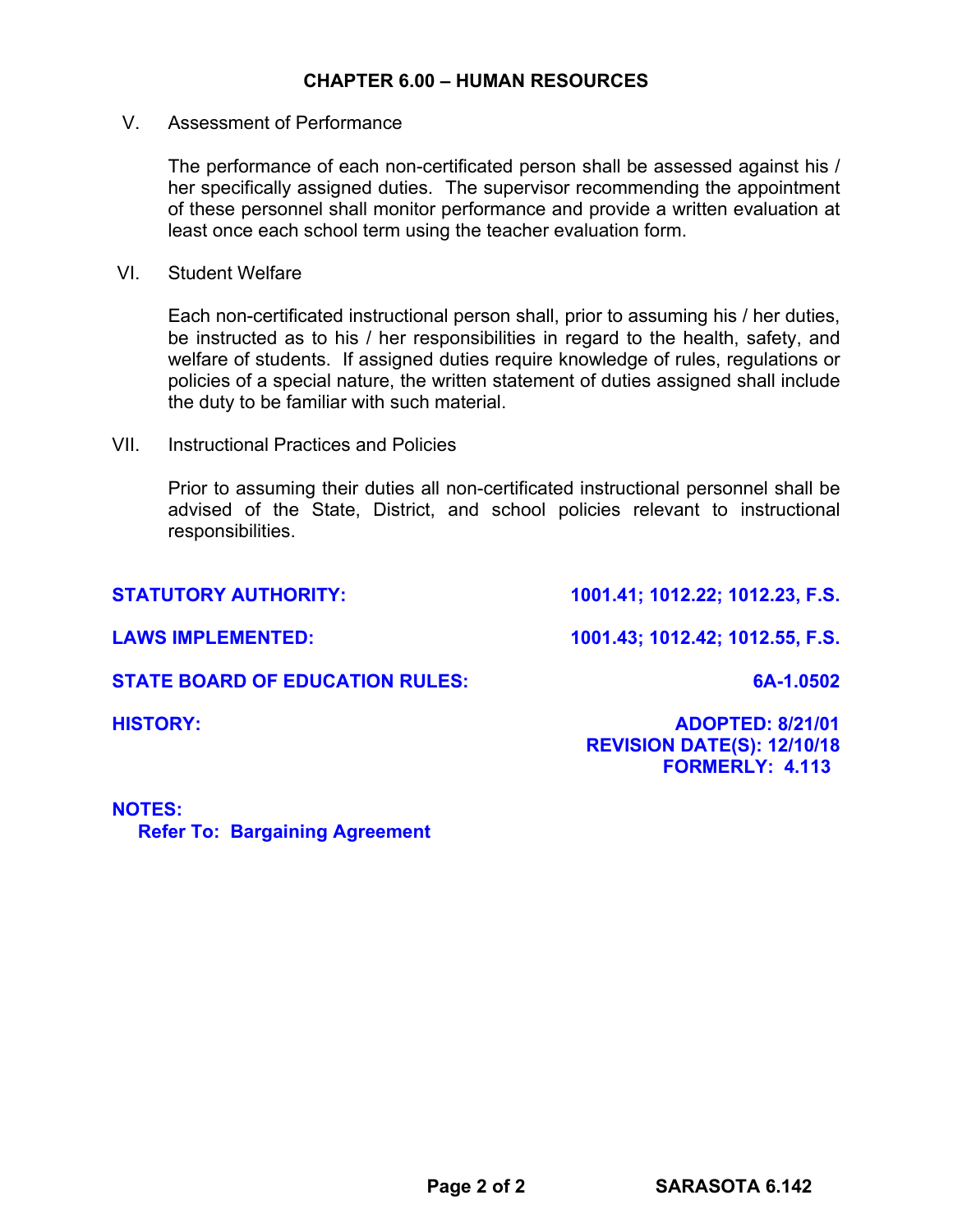## CHAPTER 6.00 – HUMAN RESOURCES

V. Assessment of Performance

The performance of each non-certificated person shall be assessed against his / her specifically assigned duties. The supervisor recommending the appointment of these personnel shall monitor performance and provide a written evaluation at least once each school term using the teacher evaluation form.

VI. Student Welfare

Each non-certificated instructional person shall, prior to assuming his / her duties, be instructed as to his / her responsibilities in regard to the health, safety, and welfare of students. If assigned duties require knowledge of rules, regulations or policies of a special nature, the written statement of duties assigned shall include the duty to be familiar with such material.

VII. Instructional Practices and Policies

Prior to assuming their duties all non-certificated instructional personnel shall be advised of the State, District, and school policies relevant to instructional responsibilities.

**STATUTORY AUTHORITY:** **1001.41; 1012.22; 1012.23, F.S.**

**LAWS IMPLEMENTED:** **1001.43; 1012.42; 1012.55, F.S.**

**STATE BOARD OF EDUCATION RULES:** **6A-1.0502**

**HISTORY:** **ADOPTED: 8/21/01**
**REVISION DATE(S): 12/10/18**
**FORMERLY: 4.113**

**NOTES:**
**Refer To: Bargaining Agreement**